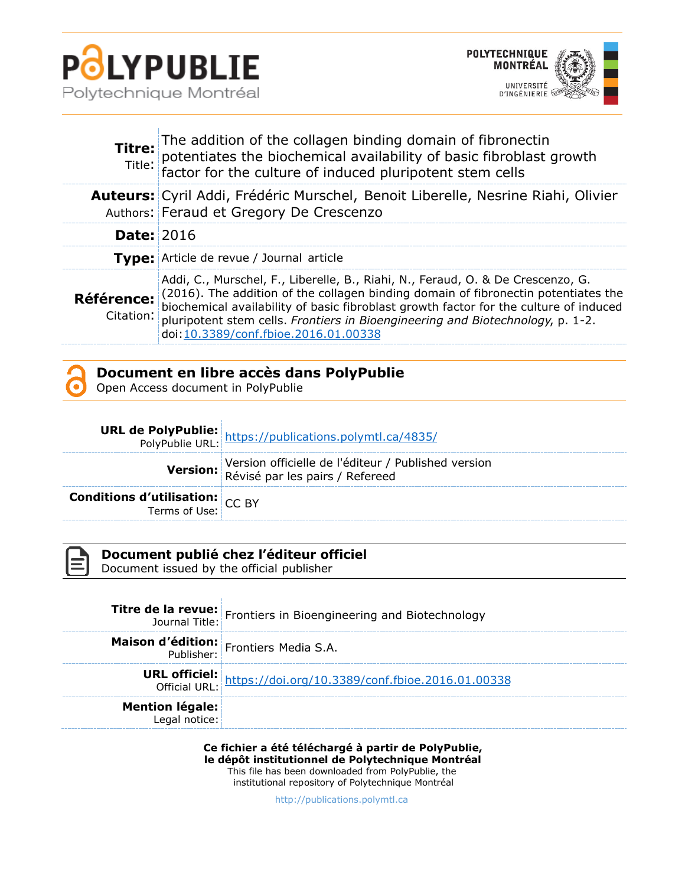# POLYPUBLIE

Polytechnique Montréal

POLYTECHNIQUE MONTRÉAL
UNIVERSITÉ D'INGÉNIERIE

| | |
|---|---|
| **Titre:** Title: | The addition of the collagen binding domain of fibronectin potentiates the biochemical availability of basic fibroblast growth factor for the culture of induced pluripotent stem cells |
| **Auteurs:** Authors: | Cyril Addi, Frédéric Murschel, Benoit Liberelle, Nesrine Riahi, Olivier Feraud et Gregory De Crescenzo |
| **Date:** | 2016 |
| **Type:** | Article de revue / Journal article |
| **Référence:** Citation: | Addi, C., Murschel, F., Liberelle, B., Riahi, N., Feraud, O. & De Crescenzo, G. (2016). The addition of the collagen binding domain of fibronectin potentiates the biochemical availability of basic fibroblast growth factor for the culture of induced pluripotent stem cells. *Frontiers in Bioengineering and Biotechnology*, p. 1-2. doi:10.3389/conf.fbioe.2016.01.00338 |

## Document en libre accès dans PolyPublie
Open Access document in PolyPublie

| | |
|---|---|
| **URL de PolyPublie:** PolyPublie URL: | https://publications.polymtl.ca/4835/ |
| **Version:** | Version officielle de l'éditeur / Published version Révisé par les pairs / Refereed |
| **Conditions d'utilisation:** Terms of Use: | CC BY |

## Document publié chez l'éditeur officiel
Document issued by the official publisher

| | |
|---|---|
| **Titre de la revue:** Journal Title: | Frontiers in Bioengineering and Biotechnology |
| **Maison d'édition:** Publisher: | Frontiers Media S.A. |
| **URL officiel:** Official URL: | https://doi.org/10.3389/conf.fbioe.2016.01.00338 |
| **Mention légale:** Legal notice: | |

**Ce fichier a été téléchargé à partir de PolyPublie, le dépôt institutionnel de Polytechnique Montréal**
This file has been downloaded from PolyPublie, the institutional repository of Polytechnique Montréal

http://publications.polymtl.ca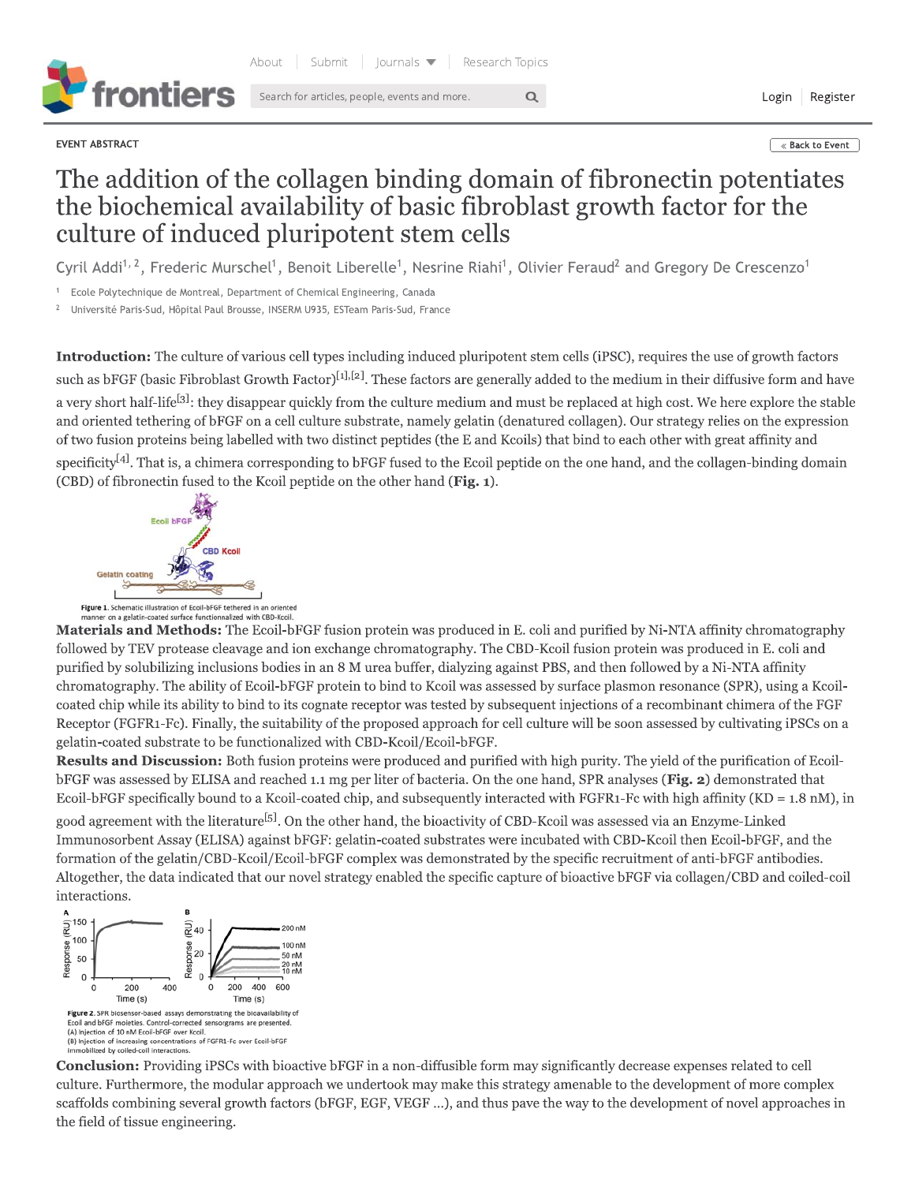EVENT ABSTRACT

# The addition of the collagen binding domain of fibronectin potentiates the biochemical availability of basic fibroblast growth factor for the culture of induced pluripotent stem cells

Cyril Addi[1,2], Frederic Murschel[1], Benoit Liberelle[1], Nesrine Riahi[1], Olivier Feraud[2] and Gregory De Crescenzo[1]

[1] Ecole Polytechnique de Montreal, Department of Chemical Engineering, Canada

[2] Université Paris-Sud, Hôpital Paul Brousse, INSERM U935, ESTeam Paris-Sud, France

**Introduction:** The culture of various cell types including induced pluripotent stem cells (iPSC), requires the use of growth factors such as bFGF (basic Fibroblast Growth Factor)[1],[2]. These factors are generally added to the medium in their diffusive form and have a very short half-life[3]: they disappear quickly from the culture medium and must be replaced at high cost. We here explore the stable and oriented tethering of bFGF on a cell culture substrate, namely gelatin (denatured collagen). Our strategy relies on the expression of two fusion proteins being labelled with two distinct peptides (the E and Kcoils) that bind to each other with great affinity and specificity[4]. That is, a chimera corresponding to bFGF fused to the Ecoil peptide on the one hand, and the collagen-binding domain (CBD) of fibronectin fused to the Kcoil peptide on the other hand (**Fig. 1**).

Figure 1. Schematic illustration of Ecoil-bFGF tethered in an oriented manner on a gelatin-coated surface functionalized with CBD-Kcoil.

**Materials and Methods:** The Ecoil-bFGF fusion protein was produced in E. coli and purified by Ni-NTA affinity chromatography followed by TEV protease cleavage and ion exchange chromatography. The CBD-Kcoil fusion protein was produced in E. coli and purified by solubilizing inclusions bodies in an 8 M urea buffer, dialyzing against PBS, and then followed by a Ni-NTA affinity chromatography. The ability of Ecoil-bFGF protein to bind to Kcoil was assessed by surface plasmon resonance (SPR), using a Kcoil-coated chip while its ability to bind to its cognate receptor was tested by subsequent injections of a recombinant chimera of the FGF Receptor (FGFR1-Fc). Finally, the suitability of the proposed approach for cell culture will be soon assessed by cultivating iPSCs on a gelatin-coated substrate to be functionalized with CBD-Kcoil/Ecoil-bFGF.

**Results and Discussion:** Both fusion proteins were produced and purified with high purity. The yield of the purification of Ecoil-bFGF was assessed by ELISA and reached 1.1 mg per liter of bacteria. On the one hand, SPR analyses (**Fig. 2**) demonstrated that Ecoil-bFGF specifically bound to a Kcoil-coated chip, and subsequently interacted with FGFR1-Fc with high affinity (KD = 1.8 nM), in good agreement with the literature[5]. On the other hand, the bioactivity of CBD-Kcoil was assessed via an Enzyme-Linked Immunosorbent Assay (ELISA) against bFGF: gelatin-coated substrates were incubated with CBD-Kcoil then Ecoil-bFGF, and the formation of the gelatin/CBD-Kcoil/Ecoil-bFGF complex was demonstrated by the specific recruitment of anti-bFGF antibodies. Altogether, the data indicated that our novel strategy enabled the specific capture of bioactive bFGF via collagen/CBD and coiled-coil interactions.

Figure 2. SPR biosensor-based assays demonstrating the bioavailability of Ecoil and bFGF moieties. Control-corrected sensorgrams are presented. (A) Injection of 10 nM Ecoil-bFGF over Kcoil. (B) Injection of increasing concentrations of FGFR1-Fc over Ecoil-bFGF immobilized by coiled-coil interactions.

**Conclusion:** Providing iPSCs with bioactive bFGF in a non-diffusible form may significantly decrease expenses related to cell culture. Furthermore, the modular approach we undertook may make this strategy amenable to the development of more complex scaffolds combining several growth factors (bFGF, EGF, VEGF ...), and thus pave the way to the development of novel approaches in the field of tissue engineering.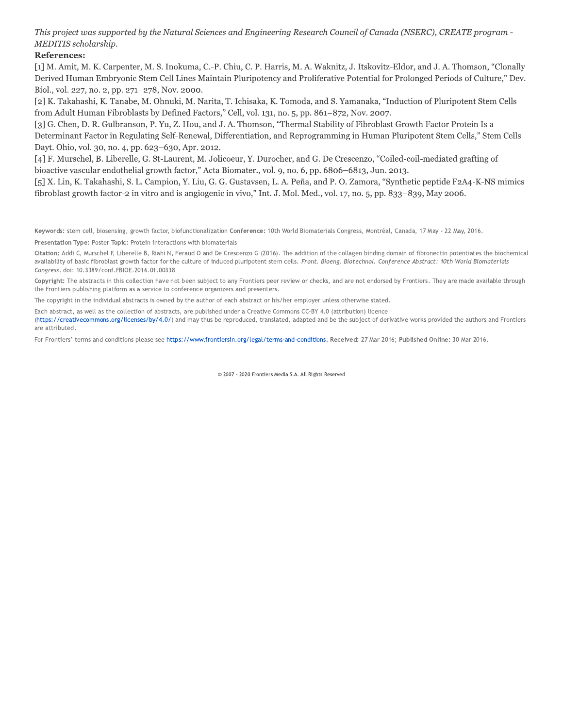*This project was supported by the Natural Sciences and Engineering Research Council of Canada (NSERC), CREATE program - MEDITIS scholarship.*

**References:**

[1] M. Amit, M. K. Carpenter, M. S. Inokuma, C.-P. Chiu, C. P. Harris, M. A. Waknitz, J. Itskovitz-Eldor, and J. A. Thomson, "Clonally Derived Human Embryonic Stem Cell Lines Maintain Pluripotency and Proliferative Potential for Prolonged Periods of Culture," Dev. Biol., vol. 227, no. 2, pp. 271–278, Nov. 2000.

[2] K. Takahashi, K. Tanabe, M. Ohnuki, M. Narita, T. Ichisaka, K. Tomoda, and S. Yamanaka, "Induction of Pluripotent Stem Cells from Adult Human Fibroblasts by Defined Factors," Cell, vol. 131, no. 5, pp. 861–872, Nov. 2007.

[3] G. Chen, D. R. Gulbranson, P. Yu, Z. Hou, and J. A. Thomson, "Thermal Stability of Fibroblast Growth Factor Protein Is a Determinant Factor in Regulating Self-Renewal, Differentiation, and Reprogramming in Human Pluripotent Stem Cells," Stem Cells Dayt. Ohio, vol. 30, no. 4, pp. 623–630, Apr. 2012.

[4] F. Murschel, B. Liberelle, G. St-Laurent, M. Jolicoeur, Y. Durocher, and G. De Crescenzo, "Coiled-coil-mediated grafting of bioactive vascular endothelial growth factor," Acta Biomater., vol. 9, no. 6, pp. 6806–6813, Jun. 2013.

[5] X. Lin, K. Takahashi, S. L. Campion, Y. Liu, G. G. Gustavsen, L. A. Peña, and P. O. Zamora, "Synthetic peptide F2A4-K-NS mimics fibroblast growth factor-2 in vitro and is angiogenic in vivo," Int. J. Mol. Med., vol. 17, no. 5, pp. 833–839, May 2006.

**Keywords:** stem cell, biosensing, growth factor, biofunctionalization **Conference:** 10th World Biomaterials Congress, Montréal, Canada, 17 May - 22 May, 2016.

**Presentation Type:** Poster **Topic:** Protein interactions with biomaterials

**Citation:** Addi C, Murschel F, Liberelle B, Riahi N, Feraud O and De Crescenzo G (2016). The addition of the collagen binding domain of fibronectin potentiates the biochemical availability of basic fibroblast growth factor for the culture of induced pluripotent stem cells. *Front. Bioeng. Biotechnol. Conference Abstract: 10th World Biomaterials Congress*. doi: 10.3389/conf.FBIOE.2016.01.00338

**Copyright:** The abstracts in this collection have not been subject to any Frontiers peer review or checks, and are not endorsed by Frontiers. They are made available through the Frontiers publishing platform as a service to conference organizers and presenters.

The copyright in the individual abstracts is owned by the author of each abstract or his/her employer unless otherwise stated.

Each abstract, as well as the collection of abstracts, are published under a Creative Commons CC-BY 4.0 (attribution) licence (https://creativecommons.org/licenses/by/4.0/) and may thus be reproduced, translated, adapted and be the subject of derivative works provided the authors and Frontiers are attributed.

For Frontiers' terms and conditions please see https://www.frontiersin.org/legal/terms-and-conditions. **Received:** 27 Mar 2016; **Published Online:** 30 Mar 2016.

© 2007 - 2020 Frontiers Media S.A. All Rights Reserved